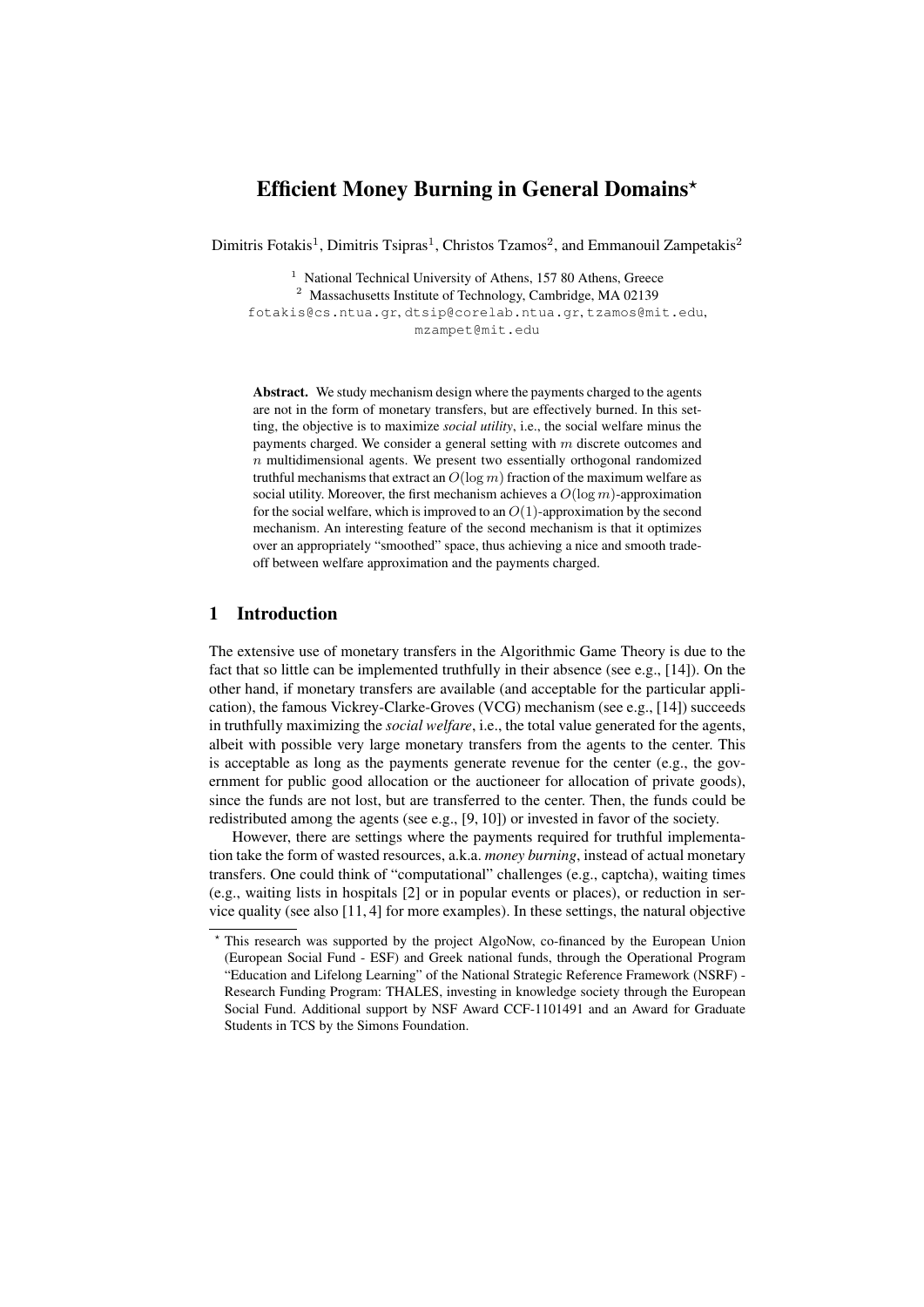# Efficient Money Burning in General Domains*

Dimitris Fotakis[1], Dimitris Tsipras[1], Christos Tzamos[2], and Emmanouil Zampetakis[2]

[1] National Technical University of Athens, 157 80 Athens, Greece
[2] Massachusetts Institute of Technology, Cambridge, MA 02139
fotakis@cs.ntua.gr, dtsip@corelab.ntua.gr, tzamos@mit.edu, mzampet@mit.edu

**Abstract.** We study mechanism design where the payments charged to the agents are not in the form of monetary transfers, but are effectively burned. In this setting, the objective is to maximize *social utility*, i.e., the social welfare minus the payments charged. We consider a general setting with $m$ discrete outcomes and $n$ multidimensional agents. We present two essentially orthogonal randomized truthful mechanisms that extract an $O(\log m)$ fraction of the maximum welfare as social utility. Moreover, the first mechanism achieves a $O(\log m)$-approximation for the social welfare, which is improved to an $O(1)$-approximation by the second mechanism. An interesting feature of the second mechanism is that it optimizes over an appropriately "smoothed" space, thus achieving a nice and smooth trade-off between welfare approximation and the payments charged.

## 1 Introduction

The extensive use of monetary transfers in the Algorithmic Game Theory is due to the fact that so little can be implemented truthfully in their absence (see e.g., [14]). On the other hand, if monetary transfers are available (and acceptable for the particular application), the famous Vickrey-Clarke-Groves (VCG) mechanism (see e.g., [14]) succeeds in truthfully maximizing the *social welfare*, i.e., the total value generated for the agents, albeit with possible very large monetary transfers from the agents to the center. This is acceptable as long as the payments generate revenue for the center (e.g., the government for public good allocation or the auctioneer for allocation of private goods), since the funds are not lost, but are transferred to the center. Then, the funds could be redistributed among the agents (see e.g., [9, 10]) or invested in favor of the society.

However, there are settings where the payments required for truthful implementation take the form of wasted resources, a.k.a. *money burning*, instead of actual monetary transfers. One could think of "computational" challenges (e.g., captcha), waiting times (e.g., waiting lists in hospitals [2] or in popular events or places), or reduction in service quality (see also [11, 4] for more examples). In these settings, the natural objective

* This research was supported by the project AlgoNow, co-financed by the European Union (European Social Fund - ESF) and Greek national funds, through the Operational Program "Education and Lifelong Learning" of the National Strategic Reference Framework (NSRF) - Research Funding Program: THALES, investing in knowledge society through the European Social Fund. Additional support by NSF Award CCF-1101491 and an Award for Graduate Students in TCS by the Simons Foundation.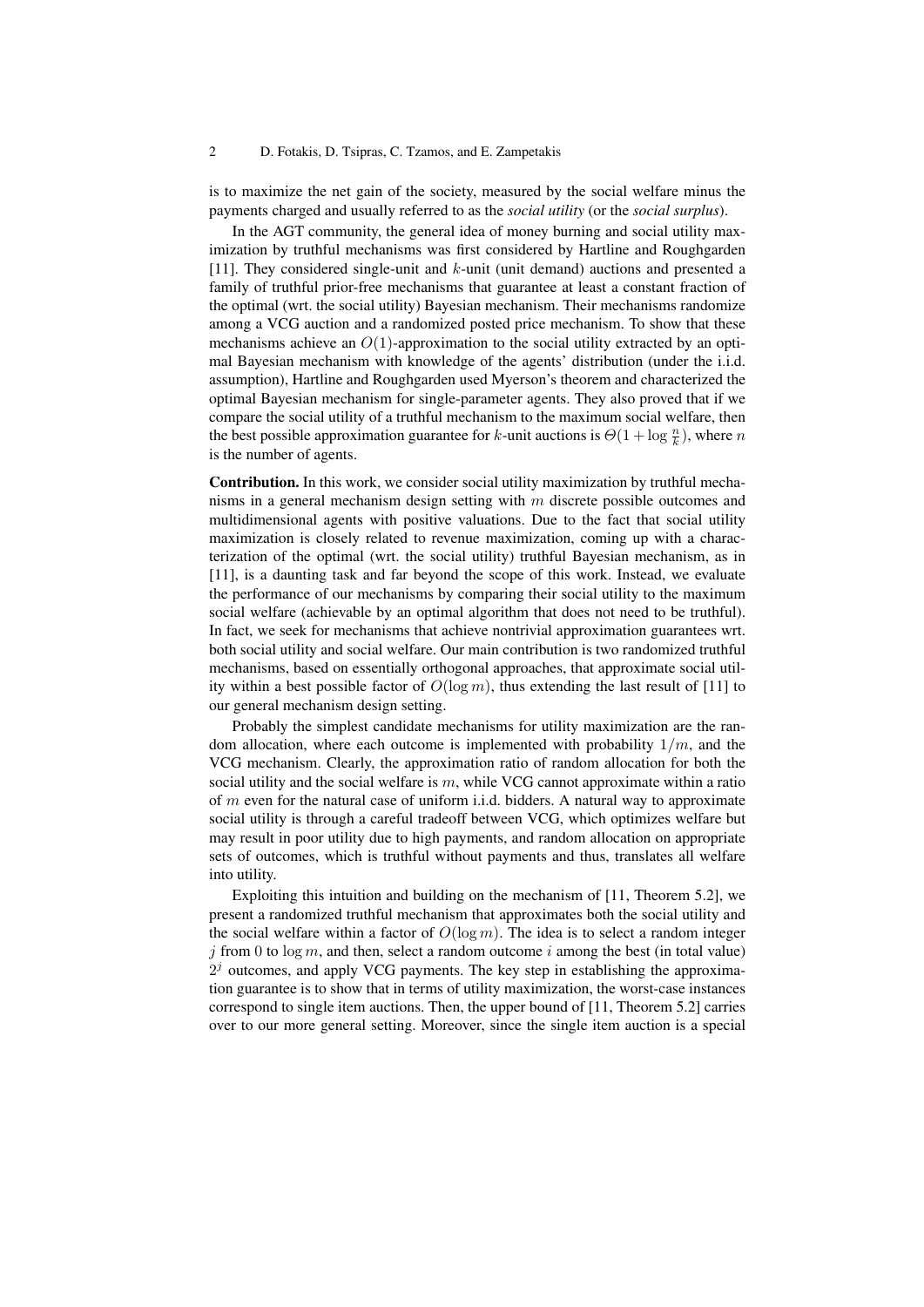is to maximize the net gain of the society, measured by the social welfare minus the payments charged and usually referred to as the *social utility* (or the *social surplus*).

In the AGT community, the general idea of money burning and social utility maximization by truthful mechanisms was first considered by Hartline and Roughgarden [11]. They considered single-unit and $k$-unit (unit demand) auctions and presented a family of truthful prior-free mechanisms that guarantee at least a constant fraction of the optimal (wrt. the social utility) Bayesian mechanism. Their mechanisms randomize among a VCG auction and a randomized posted price mechanism. To show that these mechanisms achieve an $O(1)$-approximation to the social utility extracted by an optimal Bayesian mechanism with knowledge of the agents' distribution (under the i.i.d. assumption), Hartline and Roughgarden used Myerson's theorem and characterized the optimal Bayesian mechanism for single-parameter agents. They also proved that if we compare the social utility of a truthful mechanism to the maximum social welfare, then the best possible approximation guarantee for $k$-unit auctions is $\Theta(1 + \log \frac{n}{k})$, where $n$ is the number of agents.

**Contribution.** In this work, we consider social utility maximization by truthful mechanisms in a general mechanism design setting with $m$ discrete possible outcomes and multidimensional agents with positive valuations. Due to the fact that social utility maximization is closely related to revenue maximization, coming up with a characterization of the optimal (wrt. the social utility) truthful Bayesian mechanism, as in [11], is a daunting task and far beyond the scope of this work. Instead, we evaluate the performance of our mechanisms by comparing their social utility to the maximum social welfare (achievable by an optimal algorithm that does not need to be truthful). In fact, we seek for mechanisms that achieve nontrivial approximation guarantees wrt. both social utility and social welfare. Our main contribution is two randomized truthful mechanisms, based on essentially orthogonal approaches, that approximate social utility within a best possible factor of $O(\log m)$, thus extending the last result of [11] to our general mechanism design setting.

Probably the simplest candidate mechanisms for utility maximization are the random allocation, where each outcome is implemented with probability $1/m$, and the VCG mechanism. Clearly, the approximation ratio of random allocation for both the social utility and the social welfare is $m$, while VCG cannot approximate within a ratio of $m$ even for the natural case of uniform i.i.d. bidders. A natural way to approximate social utility is through a careful tradeoff between VCG, which optimizes welfare but may result in poor utility due to high payments, and random allocation on appropriate sets of outcomes, which is truthful without payments and thus, translates all welfare into utility.

Exploiting this intuition and building on the mechanism of [11, Theorem 5.2], we present a randomized truthful mechanism that approximates both the social utility and the social welfare within a factor of $O(\log m)$. The idea is to select a random integer $j$ from 0 to $\log m$, and then, select a random outcome $i$ among the best (in total value) $2^j$ outcomes, and apply VCG payments. The key step in establishing the approximation guarantee is to show that in terms of utility maximization, the worst-case instances correspond to single item auctions. Then, the upper bound of [11, Theorem 5.2] carries over to our more general setting. Moreover, since the single item auction is a special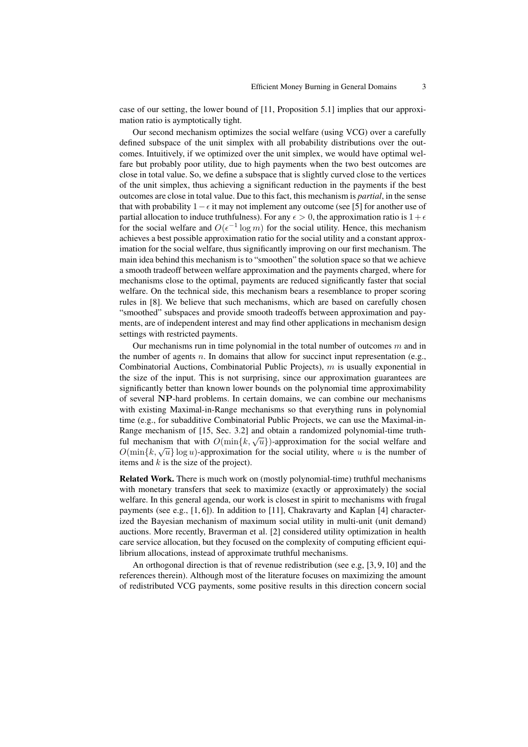case of our setting, the lower bound of [11, Proposition 5.1] implies that our approximation ratio is aymptotically tight.

Our second mechanism optimizes the social welfare (using VCG) over a carefully defined subspace of the unit simplex with all probability distributions over the outcomes. Intuitively, if we optimized over the unit simplex, we would have optimal welfare but probably poor utility, due to high payments when the two best outcomes are close in total value. So, we define a subspace that is slightly curved close to the vertices of the unit simplex, thus achieving a significant reduction in the payments if the best outcomes are close in total value. Due to this fact, this mechanism is *partial*, in the sense that with probability $1-\epsilon$ it may not implement any outcome (see [5] for another use of partial allocation to induce truthfulness). For any $\epsilon > 0$, the approximation ratio is $1+\epsilon$ for the social welfare and $O(\epsilon^{-1} \log m)$ for the social utility. Hence, this mechanism achieves a best possible approximation ratio for the social utility and a constant approximation for the social welfare, thus significantly improving on our first mechanism. The main idea behind this mechanism is to "smoothen" the solution space so that we achieve a smooth tradeoff between welfare approximation and the payments charged, where for mechanisms close to the optimal, payments are reduced significantly faster that social welfare. On the technical side, this mechanism bears a resemblance to proper scoring rules in [8]. We believe that such mechanisms, which are based on carefully chosen "smoothed" subspaces and provide smooth tradeoffs between approximation and payments, are of independent interest and may find other applications in mechanism design settings with restricted payments.

Our mechanisms run in time polynomial in the total number of outcomes $m$ and in the number of agents $n$. In domains that allow for succinct input representation (e.g., Combinatorial Auctions, Combinatorial Public Projects), $m$ is usually exponential in the size of the input. This is not surprising, since our approximation guarantees are significantly better than known lower bounds on the polynomial time approximability of several $\mathbf{NP}$-hard problems. In certain domains, we can combine our mechanisms with existing Maximal-in-Range mechanisms so that everything runs in polynomial time (e.g., for subadditive Combinatorial Public Projects, we can use the Maximal-in-Range mechanism of [15, Sec. 3.2] and obtain a randomized polynomial-time truthful mechanism that with $O(\min\{k, \sqrt{u}\})$-approximation for the social welfare and $O(\min\{k, \sqrt{u}\} \log u)$-approximation for the social utility, where $u$ is the number of items and $k$ is the size of the project).

**Related Work.** There is much work on (mostly polynomial-time) truthful mechanisms with monetary transfers that seek to maximize (exactly or approximately) the social welfare. In this general agenda, our work is closest in spirit to mechanisms with frugal payments (see e.g., [1, 6]). In addition to [11], Chakravarty and Kaplan [4] characterized the Bayesian mechanism of maximum social utility in multi-unit (unit demand) auctions. More recently, Braverman et al. [2] considered utility optimization in health care service allocation, but they focused on the complexity of computing efficient equilibrium allocations, instead of approximate truthful mechanisms.

An orthogonal direction is that of revenue redistribution (see e.g, [3, 9, 10] and the references therein). Although most of the literature focuses on maximizing the amount of redistributed VCG payments, some positive results in this direction concern social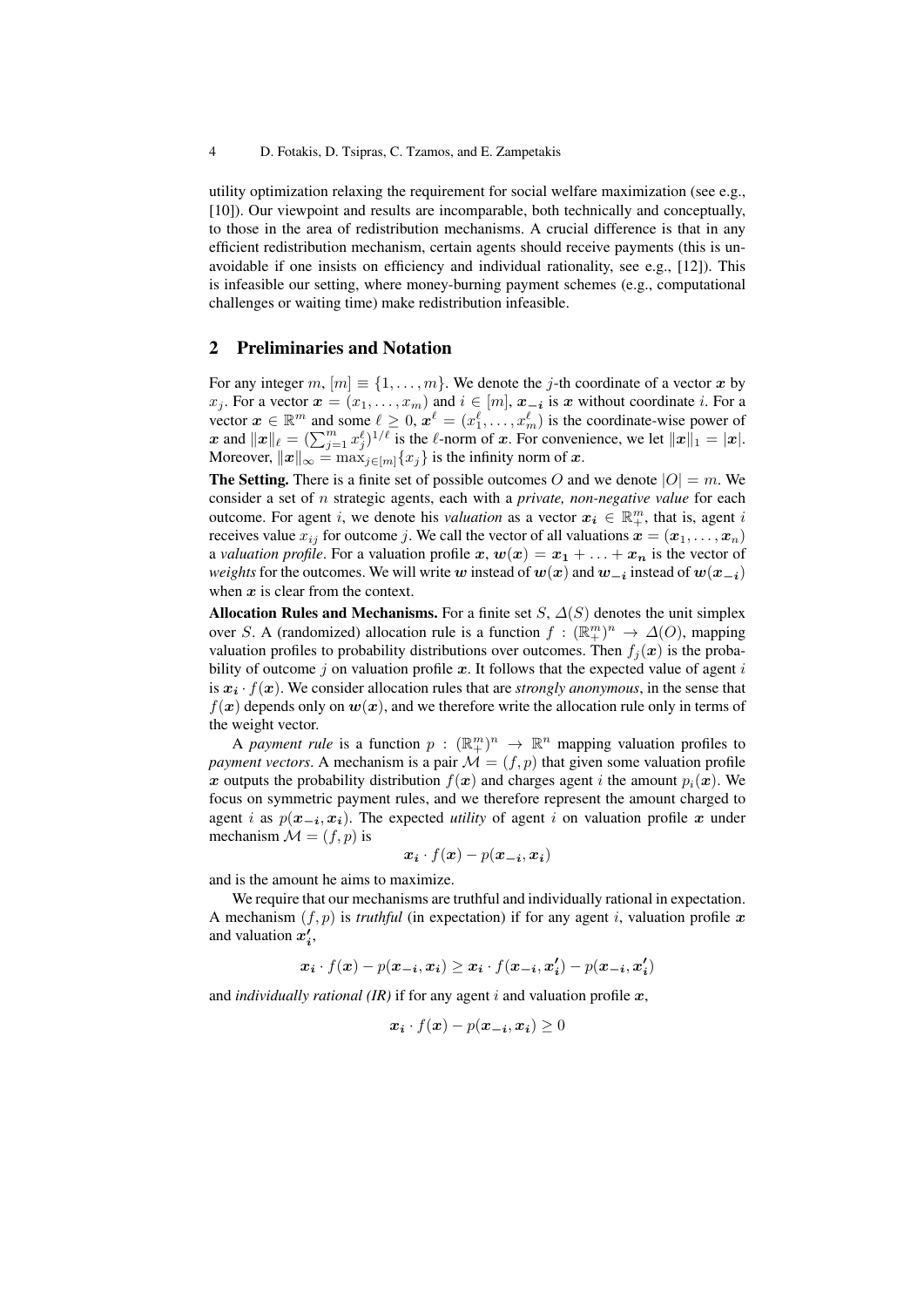utility optimization relaxing the requirement for social welfare maximization (see e.g., [10]). Our viewpoint and results are incomparable, both technically and conceptually, to those in the area of redistribution mechanisms. A crucial difference is that in any efficient redistribution mechanism, certain agents should receive payments (this is unavoidable if one insists on efficiency and individual rationality, see e.g., [12]). This is infeasible our setting, where money-burning payment schemes (e.g., computational challenges or waiting time) make redistribution infeasible.

## 2 Preliminaries and Notation

For any integer $m$, $[m] \equiv \{1, \ldots, m\}$. We denote the $j$-th coordinate of a vector $\boldsymbol{x}$ by $x_j$. For a vector $\boldsymbol{x} = (x_1, \ldots, x_m)$ and $i \in [m]$, $\boldsymbol{x_{-i}}$ is $\boldsymbol{x}$ without coordinate $i$. For a vector $\boldsymbol{x} \in \mathbb{R}^m$ and some $\ell \geq 0$, $\boldsymbol{x}^\ell = (x_1^\ell, \ldots, x_m^\ell)$ is the coordinate-wise power of $\boldsymbol{x}$ and $\|\boldsymbol{x}\|_\ell = (\sum_{j=1}^m x_j^\ell)^{1/\ell}$ is the $\ell$-norm of $\boldsymbol{x}$. For convenience, we let $\|\boldsymbol{x}\|_1 = |\boldsymbol{x}|$. Moreover, $\|\boldsymbol{x}\|_\infty = \max_{j \in [m]}\{x_j\}$ is the infinity norm of $\boldsymbol{x}$.

**The Setting.** There is a finite set of possible outcomes $O$ and we denote $|O| = m$. We consider a set of $n$ strategic agents, each with a *private, non-negative value* for each outcome. For agent $i$, we denote his *valuation* as a vector $\boldsymbol{x_i} \in \mathbb{R}_+^m$, that is, agent $i$ receives value $x_{ij}$ for outcome $j$. We call the vector of all valuations $\boldsymbol{x} = (\boldsymbol{x_1}, \ldots, \boldsymbol{x_n})$ a *valuation profile*. For a valuation profile $\boldsymbol{x}$, $\boldsymbol{w}(\boldsymbol{x}) = \boldsymbol{x_1} + \ldots + \boldsymbol{x_n}$ is the vector of *weights* for the outcomes. We will write $\boldsymbol{w}$ instead of $\boldsymbol{w}(\boldsymbol{x})$ and $\boldsymbol{w_{-i}}$ instead of $\boldsymbol{w}(\boldsymbol{x_{-i}})$ when $\boldsymbol{x}$ is clear from the context.

**Allocation Rules and Mechanisms.** For a finite set $S$, $\Delta(S)$ denotes the unit simplex over $S$. A (randomized) allocation rule is a function $f : (\mathbb{R}_+^m)^n \to \Delta(O)$, mapping valuation profiles to probability distributions over outcomes. Then $f_j(\boldsymbol{x})$ is the probability of outcome $j$ on valuation profile $\boldsymbol{x}$. It follows that the expected value of agent $i$ is $\boldsymbol{x_i} \cdot f(\boldsymbol{x})$. We consider allocation rules that are *strongly anonymous*, in the sense that $f(\boldsymbol{x})$ depends only on $\boldsymbol{w}(\boldsymbol{x})$, and we therefore write the allocation rule only in terms of the weight vector.

A *payment rule* is a function $p : (\mathbb{R}_+^m)^n \to \mathbb{R}^n$ mapping valuation profiles to *payment vectors*. A mechanism is a pair $\mathcal{M} = (f, p)$ that given some valuation profile $\boldsymbol{x}$ outputs the probability distribution $f(\boldsymbol{x})$ and charges agent $i$ the amount $p_i(\boldsymbol{x})$. We focus on symmetric payment rules, and we therefore represent the amount charged to agent $i$ as $p(\boldsymbol{x_{-i}}, \boldsymbol{x_i})$. The expected *utility* of agent $i$ on valuation profile $\boldsymbol{x}$ under mechanism $\mathcal{M} = (f, p)$ is

$$\boldsymbol{x_i} \cdot f(\boldsymbol{x}) - p(\boldsymbol{x_{-i}}, \boldsymbol{x_i})$$

and is the amount he aims to maximize.

We require that our mechanisms are truthful and individually rational in expectation. A mechanism $(f, p)$ is *truthful* (in expectation) if for any agent $i$, valuation profile $\boldsymbol{x}$ and valuation $\boldsymbol{x_i'}$,

$$\boldsymbol{x_i} \cdot f(\boldsymbol{x}) - p(\boldsymbol{x_{-i}}, \boldsymbol{x_i}) \geq \boldsymbol{x_i} \cdot f(\boldsymbol{x_{-i}}, \boldsymbol{x_i'}) - p(\boldsymbol{x_{-i}}, \boldsymbol{x_i'})$$

and *individually rational (IR)* if for any agent $i$ and valuation profile $\boldsymbol{x}$,

$$\boldsymbol{x_i} \cdot f(\boldsymbol{x}) - p(\boldsymbol{x_{-i}}, \boldsymbol{x_i}) \geq 0$$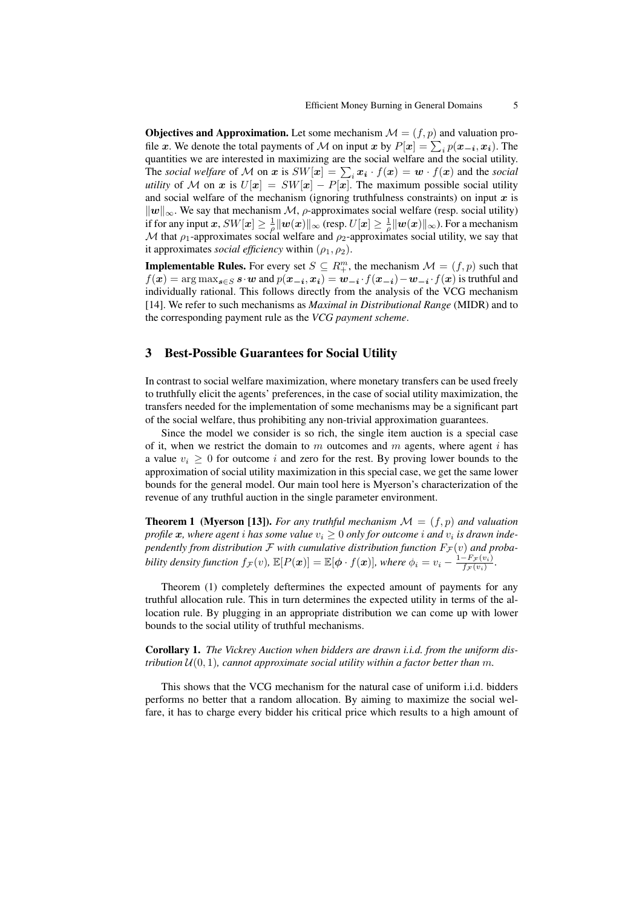**Objectives and Approximation.** Let some mechanism $\mathcal{M} = (f, p)$ and valuation profile $\boldsymbol{x}$. We denote the total payments of $\mathcal{M}$ on input $\boldsymbol{x}$ by $P[\boldsymbol{x}] = \sum_i p(\boldsymbol{x_{-i}}, \boldsymbol{x_i})$. The quantities we are interested in maximizing are the social welfare and the social utility. The *social welfare* of $\mathcal{M}$ on $\boldsymbol{x}$ is $SW[\boldsymbol{x}] = \sum_i \boldsymbol{x_i} \cdot f(\boldsymbol{x}) = \boldsymbol{w} \cdot f(\boldsymbol{x})$ and the *social utility* of $\mathcal{M}$ on $\boldsymbol{x}$ is $U[\boldsymbol{x}] = SW[\boldsymbol{x}] - P[\boldsymbol{x}]$. The maximum possible social utility and social welfare of the mechanism (ignoring truthfulness constraints) on input $\boldsymbol{x}$ is $\|\boldsymbol{w}\|_\infty$. We say that mechanism $\mathcal{M}$, $\rho$-approximates social welfare (resp. social utility) if for any input $\boldsymbol{x}$, $SW[\boldsymbol{x}] \geq \frac{1}{\rho}\|\boldsymbol{w}(\boldsymbol{x})\|_\infty$ (resp. $U[\boldsymbol{x}] \geq \frac{1}{\rho}\|\boldsymbol{w}(\boldsymbol{x})\|_\infty$). For a mechanism $\mathcal{M}$ that $\rho_1$-approximates social welfare and $\rho_2$-approximates social utility, we say that it approximates *social efficiency* within $(\rho_1, \rho_2)$.

**Implementable Rules.** For every set $S \subseteq R_+^m$, the mechanism $\mathcal{M} = (f, p)$ such that $f(\boldsymbol{x}) = \arg\max_{\boldsymbol{s} \in S} \boldsymbol{s} \cdot \boldsymbol{w}$ and $p(\boldsymbol{x_{-i}}, \boldsymbol{x_i}) = \boldsymbol{w_{-i}} \cdot f(\boldsymbol{x_{-i}}) - \boldsymbol{w_{-i}} \cdot f(\boldsymbol{x})$ is truthful and individually rational. This follows directly from the analysis of the VCG mechanism [14]. We refer to such mechanisms as *Maximal in Distributional Range* (MIDR) and to the corresponding payment rule as the *VCG payment scheme*.

## 3 Best-Possible Guarantees for Social Utility

In contrast to social welfare maximization, where monetary transfers can be used freely to truthfully elicit the agents' preferences, in the case of social utility maximization, the transfers needed for the implementation of some mechanisms may be a significant part of the social welfare, thus prohibiting any non-trivial approximation guarantees.

Since the model we consider is so rich, the single item auction is a special case of it, when we restrict the domain to $m$ outcomes and $m$ agents, where agent $i$ has a value $v_i \geq 0$ for outcome $i$ and zero for the rest. By proving lower bounds to the approximation of social utility maximization in this special case, we get the same lower bounds for the general model. Our main tool here is Myerson's characterization of the revenue of any truthful auction in the single parameter environment.

**Theorem 1 (Myerson [13]).** *For any truthful mechanism $\mathcal{M} = (f, p)$ and valuation profile $\boldsymbol{x}$, where agent $i$ has some value $v_i \geq 0$ only for outcome $i$ and $v_i$ is drawn independently from distribution $\mathcal{F}$ with cumulative distribution function $F_\mathcal{F}(v)$ and probability density function $f_\mathcal{F}(v)$, $\mathbb{E}[P(\boldsymbol{x})] = \mathbb{E}[\boldsymbol{\phi} \cdot f(\boldsymbol{x})]$, where $\phi_i = v_i - \frac{1 - F_\mathcal{F}(v_i)}{f_\mathcal{F}(v_i)}$.*

Theorem (1) completely deftermines the expected amount of payments for any truthful allocation rule. This in turn determines the expected utility in terms of the allocation rule. By plugging in an appropriate distribution we can come up with lower bounds to the social utility of truthful mechanisms.

**Corollary 1.** *The Vickrey Auction when bidders are drawn i.i.d. from the uniform distribution $\mathcal{U}(0, 1)$, cannot approximate social utility within a factor better than $m$.*

This shows that the VCG mechanism for the natural case of uniform i.i.d. bidders performs no better that a random allocation. By aiming to maximize the social welfare, it has to charge every bidder his critical price which results to a high amount of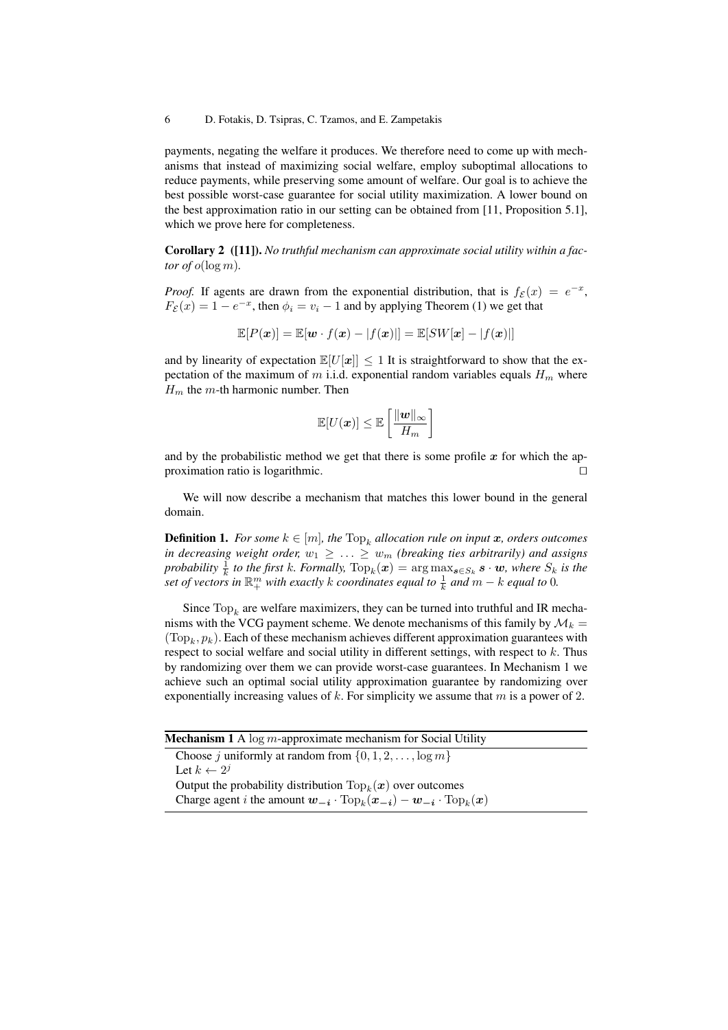payments, negating the welfare it produces. We therefore need to come up with mechanisms that instead of maximizing social welfare, employ suboptimal allocations to reduce payments, while preserving some amount of welfare. Our goal is to achieve the best possible worst-case guarantee for social utility maximization. A lower bound on the best approximation ratio in our setting can be obtained from [11, Proposition 5.1], which we prove here for completeness.

**Corollary 2 ([11]).** *No truthful mechanism can approximate social utility within a factor of $o(\log m)$.*

*Proof.* If agents are drawn from the exponential distribution, that is $f_{\mathcal{E}}(x) = e^{-x}$, $F_{\mathcal{E}}(x) = 1 - e^{-x}$, then $\phi_i = v_i - 1$ and by applying Theorem (1) we get that

$$\mathbb{E}[P(\boldsymbol{x})] = \mathbb{E}[\boldsymbol{w} \cdot f(\boldsymbol{x}) - |f(\boldsymbol{x})|] = \mathbb{E}[SW[\boldsymbol{x}] - |f(\boldsymbol{x})|]$$

and by linearity of expectation $\mathbb{E}[U[\boldsymbol{x}]] \leq 1$ It is straightforward to show that the expectation of the maximum of $m$ i.i.d. exponential random variables equals $H_m$ where $H_m$ the $m$-th harmonic number. Then

$$\mathbb{E}[U(\boldsymbol{x})] \leq \mathbb{E}\left[\frac{\|\boldsymbol{w}\|_\infty}{H_m}\right]$$

and by the probabilistic method we get that there is some profile $\boldsymbol{x}$ for which the approximation ratio is logarithmic. ◻

We will now describe a mechanism that matches this lower bound in the general domain.

**Definition 1.** *For some $k \in [m]$, the $\mathrm{Top}_k$ allocation rule on input $\boldsymbol{x}$, orders outcomes in decreasing weight order, $w_1 \geq \ldots \geq w_m$ (breaking ties arbitrarily) and assigns probability $\frac{1}{k}$ to the first $k$. Formally, $\mathrm{Top}_k(\boldsymbol{x}) = \arg\max_{\boldsymbol{s} \in S_k} \boldsymbol{s} \cdot \boldsymbol{w}$, where $S_k$ is the set of vectors in $\mathbb{R}^m_+$ with exactly $k$ coordinates equal to $\frac{1}{k}$ and $m - k$ equal to 0.*

Since $\mathrm{Top}_k$ are welfare maximizers, they can be turned into truthful and IR mechanisms with the VCG payment scheme. We denote mechanisms of this family by $\mathcal{M}_k = (\mathrm{Top}_k, p_k)$. Each of these mechanism achieves different approximation guarantees with respect to social welfare and social utility in different settings, with respect to $k$. Thus by randomizing over them we can provide worst-case guarantees. In Mechanism 1 we achieve such an optimal social utility approximation guarantee by randomizing over exponentially increasing values of $k$. For simplicity we assume that $m$ is a power of 2.

---

**Mechanism 1** A $\log m$-approximate mechanism for Social Utility

---

Choose $j$ uniformly at random from $\{0, 1, 2, \ldots, \log m\}$
Let $k \leftarrow 2^j$
Output the probability distribution $\mathrm{Top}_k(\boldsymbol{x})$ over outcomes
Charge agent $i$ the amount $\boldsymbol{w_{-i}} \cdot \mathrm{Top}_k(\boldsymbol{x_{-i}}) - \boldsymbol{w_{-i}} \cdot \mathrm{Top}_k(\boldsymbol{x})$

---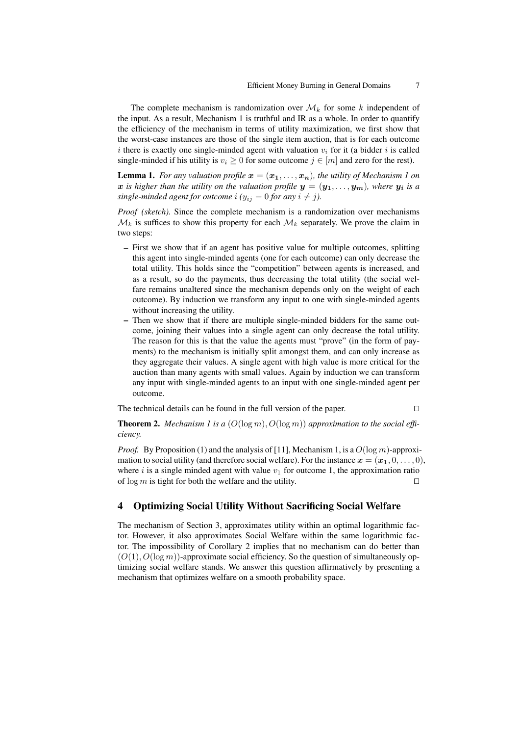The complete mechanism is randomization over $\mathcal{M}_k$ for some $k$ independent of the input. As a result, Mechanism 1 is truthful and IR as a whole. In order to quantify the efficiency of the mechanism in terms of utility maximization, we first show that the worst-case instances are those of the single item auction, that is for each outcome $i$ there is exactly one single-minded agent with valuation $v_i$ for it (a bidder $i$ is called single-minded if his utility is $v_i \geq 0$ for some outcome $j \in [m]$ and zero for the rest).

**Lemma 1.** *For any valuation profile $\boldsymbol{x} = (\boldsymbol{x_1}, \ldots, \boldsymbol{x_n})$, the utility of Mechanism 1 on $\boldsymbol{x}$ is higher than the utility on the valuation profile $\boldsymbol{y} = (\boldsymbol{y_1}, \ldots, \boldsymbol{y_m})$, where $\boldsymbol{y_i}$ is a single-minded agent for outcome $i$ ($y_{ij} = 0$ for any $i \neq j$).*

*Proof (sketch).* Since the complete mechanism is a randomization over mechanisms $\mathcal{M}_k$ is suffices to show this property for each $\mathcal{M}_k$ separately. We prove the claim in two steps:

- First we show that if an agent has positive value for multiple outcomes, splitting this agent into single-minded agents (one for each outcome) can only decrease the total utility. This holds since the "competition" between agents is increased, and as a result, so do the payments, thus decreasing the total utility (the social welfare remains unaltered since the mechanism depends only on the weight of each outcome). By induction we transform any input to one with single-minded agents without increasing the utility.
- Then we show that if there are multiple single-minded bidders for the same outcome, joining their values into a single agent can only decrease the total utility. The reason for this is that the value the agents must "prove" (in the form of payments) to the mechanism is initially split amongst them, and can only increase as they aggregate their values. A single agent with high value is more critical for the auction than many agents with small values. Again by induction we can transform any input with single-minded agents to an input with one single-minded agent per outcome.

The technical details can be found in the full version of the paper. $\square$

**Theorem 2.** *Mechanism 1 is a $(O(\log m), O(\log m))$ approximation to the social efficiency.*

*Proof.* By Proposition (1) and the analysis of [11], Mechanism 1, is a $O(\log m)$-approximation to social utility (and therefore social welfare). For the instance $\boldsymbol{x} = (\boldsymbol{x_1}, 0, \ldots, 0)$, where $i$ is a single minded agent with value $v_1$ for outcome 1, the approximation ratio of $\log m$ is tight for both the welfare and the utility. $\square$

## 4 Optimizing Social Utility Without Sacrificing Social Welfare

The mechanism of Section 3, approximates utility within an optimal logarithmic factor. However, it also approximates Social Welfare within the same logarithmic factor. The impossibility of Corollary 2 implies that no mechanism can do better than $(O(1), O(\log m))$-approximate social efficiency. So the question of simultaneously optimizing social welfare stands. We answer this question affirmatively by presenting a mechanism that optimizes welfare on a smooth probability space.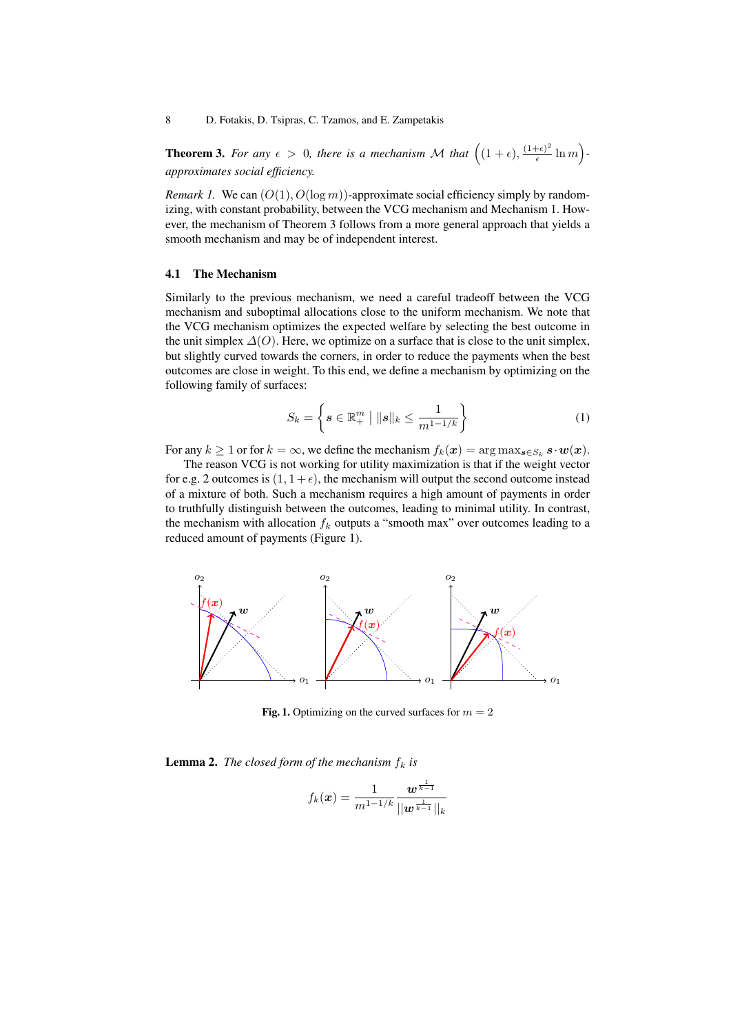**Theorem 3.** *For any $\epsilon > 0$, there is a mechanism $\mathcal{M}$ that $\left((1+\epsilon), \frac{(1+\epsilon)^2}{\epsilon}\ln m\right)$-approximates social efficiency.*

*Remark 1.* We can $(O(1), O(\log m))$-approximate social efficiency simply by randomizing, with constant probability, between the VCG mechanism and Mechanism 1. However, the mechanism of Theorem 3 follows from a more general approach that yields a smooth mechanism and may be of independent interest.

### 4.1 The Mechanism

Similarly to the previous mechanism, we need a careful tradeoff between the VCG mechanism and suboptimal allocations close to the uniform mechanism. We note that the VCG mechanism optimizes the expected welfare by selecting the best outcome in the unit simplex $\Delta(O)$. Here, we optimize on a surface that is close to the unit simplex, but slightly curved towards the corners, in order to reduce the payments when the best outcomes are close in weight. To this end, we define a mechanism by optimizing on the following family of surfaces:

$$S_k = \left\{ \boldsymbol{s} \in \mathbb{R}_+^m \mid \|\boldsymbol{s}\|_k \leq \frac{1}{m^{1-1/k}} \right\} \tag{1}$$

For any $k \geq 1$ or for $k = \infty$, we define the mechanism $f_k(\boldsymbol{x}) = \arg\max_{\boldsymbol{s} \in S_k} \boldsymbol{s} \cdot \boldsymbol{w}(\boldsymbol{x})$.

The reason VCG is not working for utility maximization is that if the weight vector for e.g. 2 outcomes is $(1, 1+\epsilon)$, the mechanism will output the second outcome instead of a mixture of both. Such a mechanism requires a high amount of payments in order to truthfully distinguish between the outcomes, leading to minimal utility. In contrast, the mechanism with allocation $f_k$ outputs a "smooth max" over outcomes leading to a reduced amount of payments (Figure 1).

**Fig. 1.** Optimizing on the curved surfaces for $m = 2$

**Lemma 2.** *The closed form of the mechanism $f_k$ is*

$$f_k(\boldsymbol{x}) = \frac{1}{m^{1-1/k}} \frac{\boldsymbol{w}^{\frac{1}{k-1}}}{\|\boldsymbol{w}^{\frac{1}{k-1}}\|_k}$$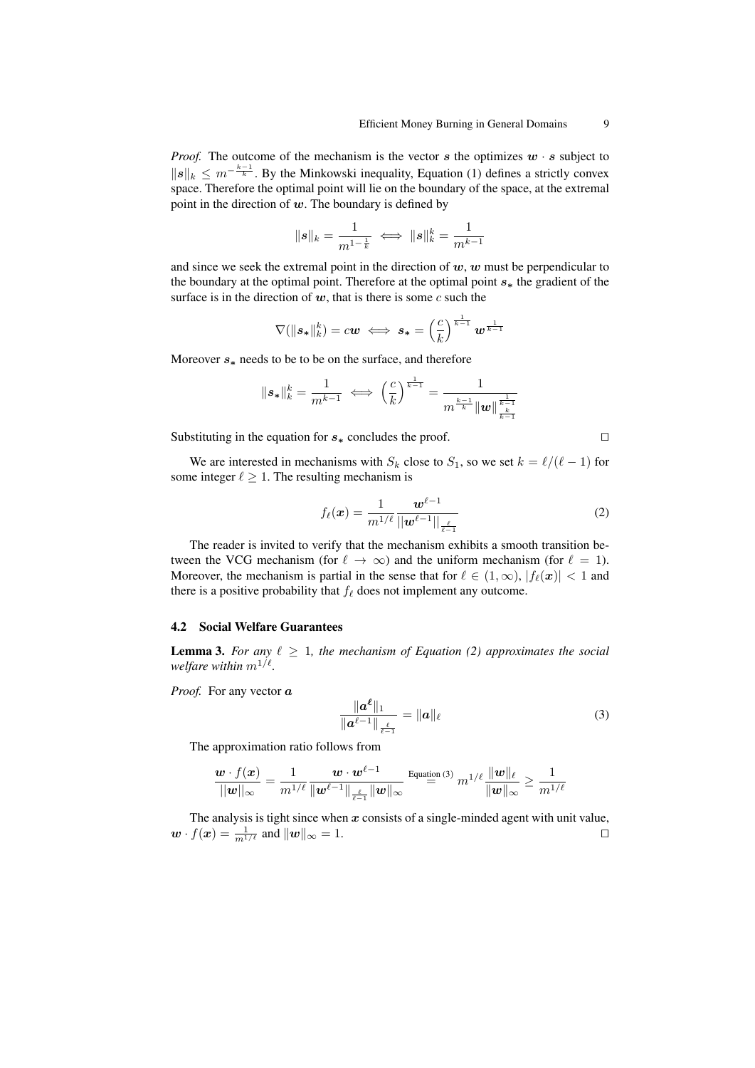*Proof.* The outcome of the mechanism is the vector $s$ the optimizes $w \cdot s$ subject to $\|s\|_k \leq m^{-\frac{k-1}{k}}$. By the Minkowski inequality, Equation (1) defines a strictly convex space. Therefore the optimal point will lie on the boundary of the space, at the extremal point in the direction of $w$. The boundary is defined by

$$\|s\|_k = \frac{1}{m^{1-\frac{1}{k}}} \iff \|s\|_k^k = \frac{1}{m^{k-1}}$$

and since we seek the extremal point in the direction of $w$, $w$ must be perpendicular to the boundary at the optimal point. Therefore at the optimal point $s_*$ the gradient of the surface is in the direction of $w$, that is there is some $c$ such the

$$\nabla(\|s_*\|_k^k) = cw \iff s_* = \left(\frac{c}{k}\right)^{\frac{1}{k-1}} w^{\frac{1}{k-1}}$$

Moreover $s_*$ needs to be to be on the surface, and therefore

$$\|s_*\|_k^k = \frac{1}{m^{k-1}} \iff \left(\frac{c}{k}\right)^{\frac{1}{k-1}} = \frac{1}{m^{\frac{k-1}{k}} \|w\|_{\frac{k}{k-1}}^{\frac{1}{k-1}}}$$

Substituting in the equation for $s_*$ concludes the proof. $\square$

We are interested in mechanisms with $S_k$ close to $S_1$, so we set $k = \ell/(\ell - 1)$ for some integer $\ell \geq 1$. The resulting mechanism is

$$f_\ell(x) = \frac{1}{m^{1/\ell}} \frac{w^{\ell-1}}{||w^{\ell-1}||_{\frac{\ell}{\ell-1}}} \tag{2}$$

The reader is invited to verify that the mechanism exhibits a smooth transition between the VCG mechanism (for $\ell \to \infty$) and the uniform mechanism (for $\ell = 1$). Moreover, the mechanism is partial in the sense that for $\ell \in (1, \infty)$, $|f_\ell(x)| < 1$ and there is a positive probability that $f_\ell$ does not implement any outcome.

### 4.2 Social Welfare Guarantees

**Lemma 3.** *For any $\ell \geq 1$, the mechanism of Equation (2) approximates the social welfare within $m^{1/\ell}$.*

*Proof.* For any vector $a$

$$\frac{\|a^\ell\|_1}{\|a^{\ell-1}\|_{\frac{\ell}{\ell-1}}} = \|a\|_\ell \tag{3}$$

The approximation ratio follows from

$$\frac{w \cdot f(x)}{||w||_\infty} = \frac{1}{m^{1/\ell}} \frac{w \cdot w^{\ell-1}}{\|w^{\ell-1}\|_{\frac{\ell}{\ell-1}} \|w\|_\infty} \overset{\text{Equation (3)}}{=} m^{1/\ell} \frac{\|w\|_\ell}{\|w\|_\infty} \geq \frac{1}{m^{1/\ell}}$$

The analysis is tight since when $x$ consists of a single-minded agent with unit value, $w \cdot f(x) = \frac{1}{m^{1/\ell}}$ and $\|w\|_\infty = 1$. $\square$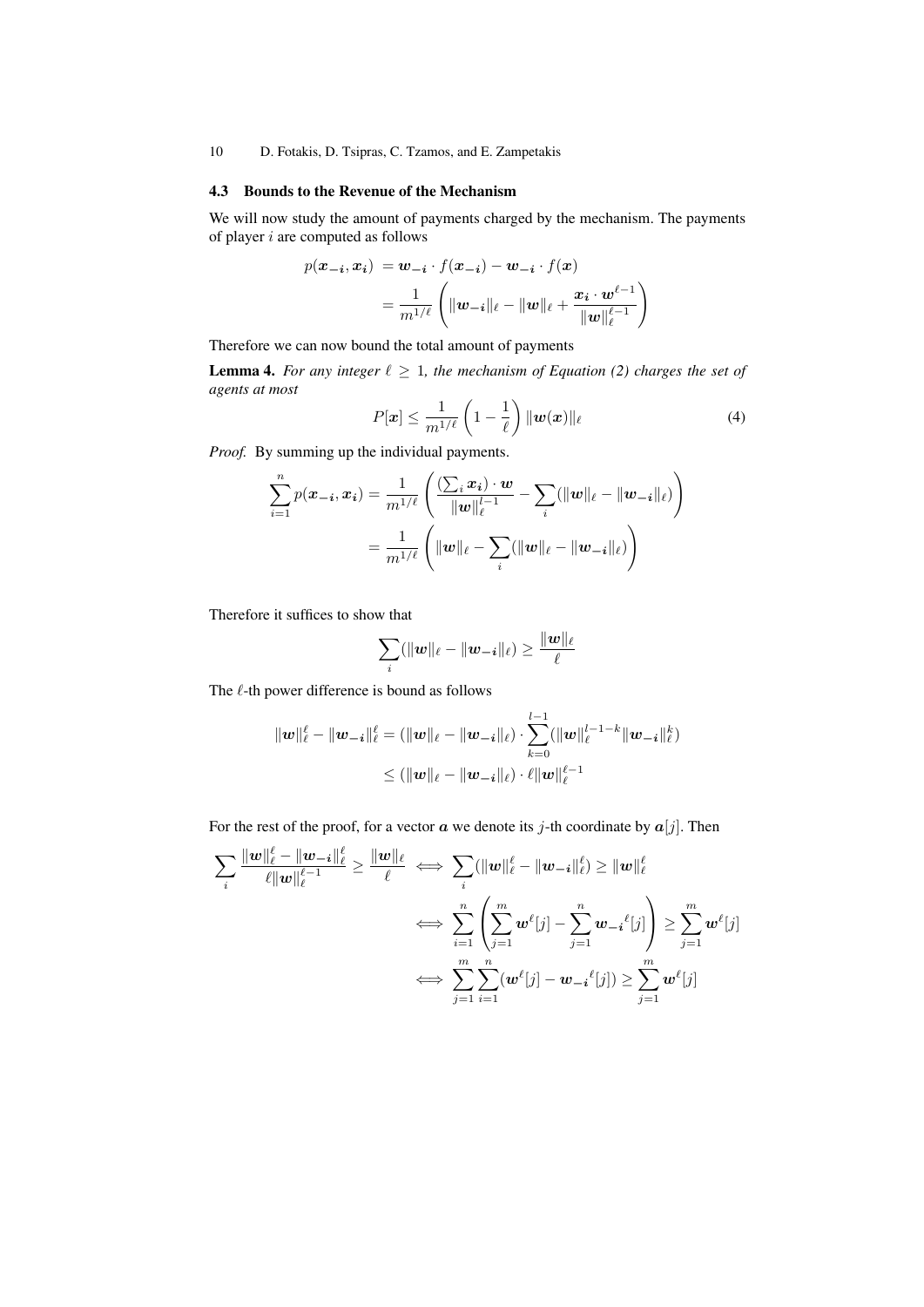### 4.3 Bounds to the Revenue of the Mechanism

We will now study the amount of payments charged by the mechanism. The payments of player $i$ is computed as follows

$$
\begin{aligned}
p(\boldsymbol{x_{-i}}, \boldsymbol{x_i}) &= \boldsymbol{w_{-i}} \cdot f(\boldsymbol{x_{-i}}) - \boldsymbol{w_{-i}} \cdot f(\boldsymbol{x}) \\
&= \frac{1}{m^{1/\ell}} \left( \|\boldsymbol{w_{-i}}\|_\ell - \|\boldsymbol{w}\|_\ell + \frac{\boldsymbol{x_i} \cdot \boldsymbol{w}^{\ell-1}}{\|\boldsymbol{w}\|_\ell^{\ell-1}} \right)
\end{aligned}
$$

Therefore we can now bound the total amount of payments

**Lemma 4.** *For any integer $\ell \geq 1$, the mechanism of Equation (2) charges the set of agents at most*

$$
P[\boldsymbol{x}] \leq \frac{1}{m^{1/\ell}} \left(1 - \frac{1}{\ell}\right) \|\boldsymbol{w}(\boldsymbol{x})\|_\ell \tag{4}
$$

*Proof.* By summing up the individual payments.

$$
\begin{aligned}
\sum_{i=1}^{n} p(\boldsymbol{x_{-i}}, \boldsymbol{x_i}) &= \frac{1}{m^{1/\ell}} \left( \frac{(\sum_i \boldsymbol{x_i}) \cdot \boldsymbol{w}}{\|\boldsymbol{w}\|_\ell^{l-1}} - \sum_i (\|\boldsymbol{w}\|_\ell - \|\boldsymbol{w_{-i}}\|_\ell) \right) \\
&= \frac{1}{m^{1/\ell}} \left( \|\boldsymbol{w}\|_\ell - \sum_i (\|\boldsymbol{w}\|_\ell - \|\boldsymbol{w_{-i}}\|_\ell) \right)
\end{aligned}
$$

Therefore it suffices to show that

$$
\sum_i (\|\boldsymbol{w}\|_\ell - \|\boldsymbol{w_{-i}}\|_\ell) \geq \frac{\|\boldsymbol{w}\|_\ell}{\ell}
$$

The $\ell$-th power difference is bound as follows

$$
\begin{aligned}
\|\boldsymbol{w}\|_\ell^\ell - \|\boldsymbol{w_{-i}}\|_\ell^\ell &= (\|\boldsymbol{w}\|_\ell - \|\boldsymbol{w_{-i}}\|_\ell) \cdot \sum_{k=0}^{l-1} (\|\boldsymbol{w}\|_\ell^{l-1-k} \|\boldsymbol{w_{-i}}\|_\ell^k) \\
&\leq (\|\boldsymbol{w}\|_\ell - \|\boldsymbol{w_{-i}}\|_\ell) \cdot \ell \|\boldsymbol{w}\|_\ell^{\ell-1}
\end{aligned}
$$

For the rest of the proof, for a vector $\boldsymbol{a}$ we denote its $j$-th coordinate by $\boldsymbol{a}[j]$. Then

$$
\begin{aligned}
\sum_i \frac{\|\boldsymbol{w}\|_\ell^\ell - \|\boldsymbol{w_{-i}}\|_\ell^\ell}{\ell \|\boldsymbol{w}\|_\ell^{\ell-1}} \geq \frac{\|\boldsymbol{w}\|_\ell}{\ell} &\iff \sum_i (\|\boldsymbol{w}\|_\ell^\ell - \|\boldsymbol{w_{-i}}\|_\ell^\ell) \geq \|\boldsymbol{w}\|_\ell^\ell \\
&\iff \sum_{i=1}^{n} \left( \sum_{j=1}^{m} \boldsymbol{w}^\ell[j] - \sum_{j=1}^{n} \boldsymbol{w_{-i}}^\ell[j] \right) \geq \sum_{j=1}^{m} \boldsymbol{w}^\ell[j] \\
&\iff \sum_{j=1}^{m} \sum_{i=1}^{n} (\boldsymbol{w}^\ell[j] - \boldsymbol{w_{-i}}^\ell[j]) \geq \sum_{j=1}^{m} \boldsymbol{w}^\ell[j]
\end{aligned}
$$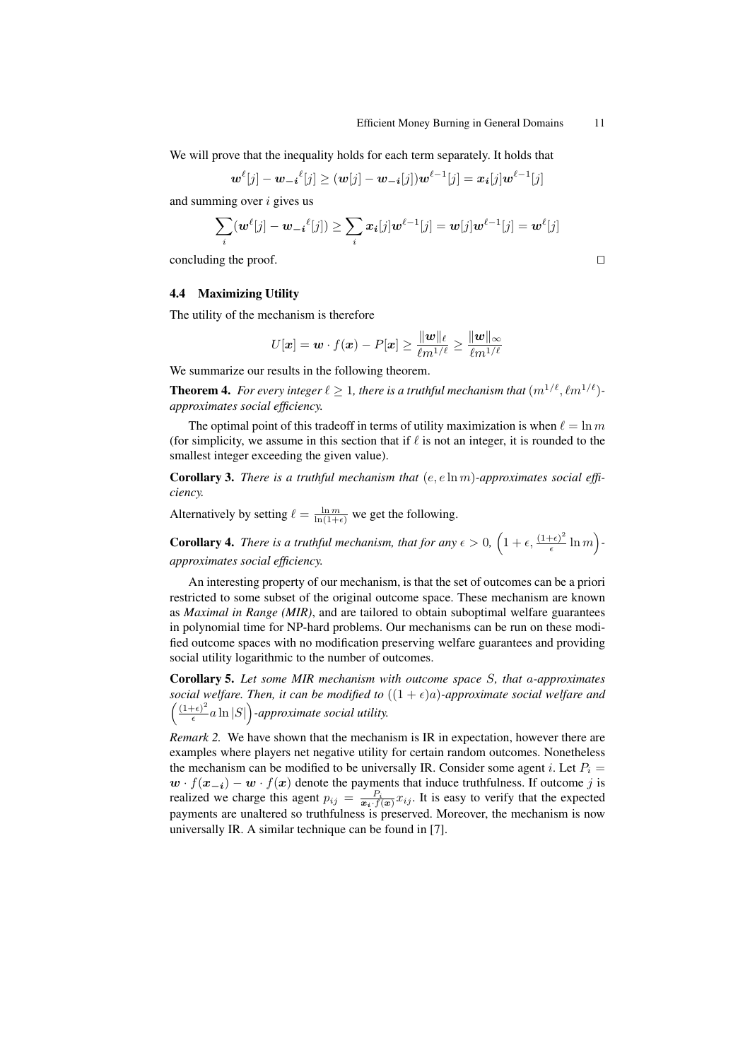We will prove that the inequality holds for each term separately. It holds that

$$\boldsymbol{w}^{\ell}[j] - \boldsymbol{w_{-i}}^{\ell}[j] \geq (\boldsymbol{w}[j] - \boldsymbol{w_{-i}}[j])\boldsymbol{w}^{\ell-1}[j] = \boldsymbol{x_i}[j]\boldsymbol{w}^{\ell-1}[j]$$

and summing over $i$ gives us

$$\sum_i (\boldsymbol{w}^{\ell}[j] - \boldsymbol{w_{-i}}^{\ell}[j]) \geq \sum_i \boldsymbol{x_i}[j]\boldsymbol{w}^{\ell-1}[j] = \boldsymbol{w}[j]\boldsymbol{w}^{\ell-1}[j] = \boldsymbol{w}^{\ell}[j]$$

concluding the proof. □

### 4.4 Maximizing Utility

The utility of the mechanism is therefore

$$U[\boldsymbol{x}] = \boldsymbol{w} \cdot f(\boldsymbol{x}) - P[\boldsymbol{x}] \geq \frac{\|\boldsymbol{w}\|_{\ell}}{\ell m^{1/\ell}} \geq \frac{\|\boldsymbol{w}\|_{\infty}}{\ell m^{1/\ell}}$$

We summarize our results in the following theorem.

**Theorem 4.** *For every integer $\ell \geq 1$, there is a truthful mechanism that $(m^{1/\ell}, \ell m^{1/\ell})$-approximates social efficiency.*

The optimal point of this tradeoff in terms of utility maximization is when $\ell = \ln m$ (for simplicity, we assume in this section that if $\ell$ is not an integer, it is rounded to the smallest integer exceeding the given value).

**Corollary 3.** *There is a truthful mechanism that $(e, e \ln m)$-approximates social efficiency.*

Alternatively by setting $\ell = \frac{\ln m}{\ln(1+\epsilon)}$ we get the following.

**Corollary 4.** *There is a truthful mechanism, that for any $\epsilon > 0$, $\left(1 + \epsilon, \frac{(1+\epsilon)^2}{\epsilon} \ln m\right)$-approximates social efficiency.*

An interesting property of our mechanism, is that the set of outcomes can be a priori restricted to some subset of the original outcome space. These mechanism are known as *Maximal in Range (MIR)*, and are tailored to obtain suboptimal welfare guarantees in polynomial time for NP-hard problems. Our mechanisms can be run on these modified outcome spaces with no modification preserving welfare guarantees and providing social utility logarithmic to the number of outcomes.

**Corollary 5.** *Let some MIR mechanism with outcome space $S$, that $a$-approximates social welfare. Then, it can be modified to $((1+\epsilon)a)$-approximate social welfare and $\left(\frac{(1+\epsilon)^2}{\epsilon} a \ln |S|\right)$-approximate social utility.*

*Remark 2.* We have shown that the mechanism is IR in expectation, however there are examples where players net negative utility for certain random outcomes. Nonetheless the mechanism can be modified to be universally IR. Consider some agent $i$. Let $P_i = \boldsymbol{w} \cdot f(\boldsymbol{x_{-i}}) - \boldsymbol{w} \cdot f(\boldsymbol{x})$ denote the payments that induce truthfulness. If outcome $j$ is realized we charge this agent $p_{ij} = \frac{P_i}{\boldsymbol{x_i} \cdot f(\boldsymbol{x})} x_{ij}$. It is easy to verify that the expected payments are unaltered so truthfulness is preserved. Moreover, the mechanism is now universally IR. A similar technique can be found in [7].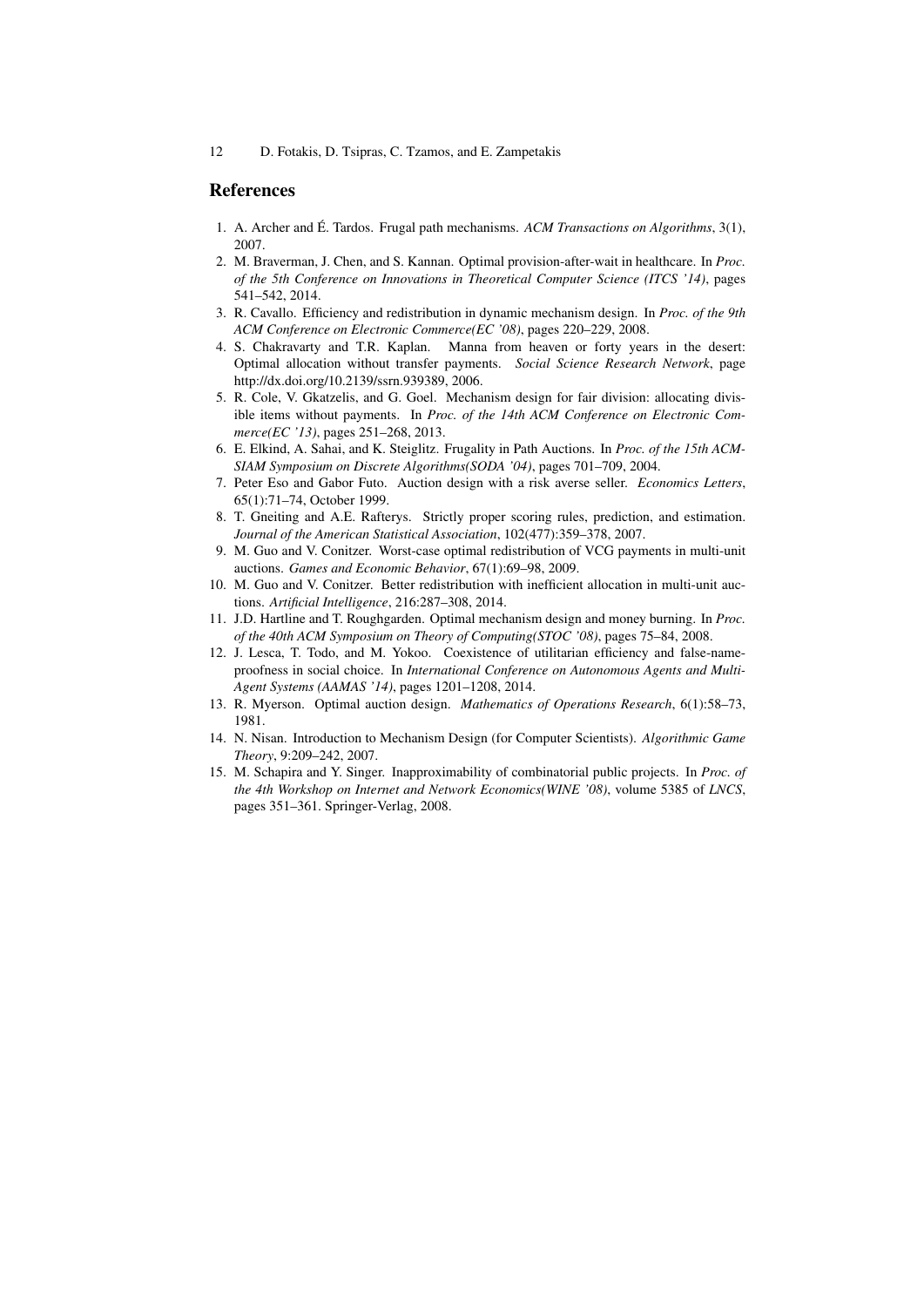## References

1. A. Archer and É. Tardos. Frugal path mechanisms. *ACM Transactions on Algorithms*, 3(1), 2007.
2. M. Braverman, J. Chen, and S. Kannan. Optimal provision-after-wait in healthcare. In *Proc. of the 5th Conference on Innovations in Theoretical Computer Science (ITCS '14)*, pages 541–542, 2014.
3. R. Cavallo. Efficiency and redistribution in dynamic mechanism design. In *Proc. of the 9th ACM Conference on Electronic Commerce(EC '08)*, pages 220–229, 2008.
4. S. Chakravarty and T.R. Kaplan. Manna from heaven or forty years in the desert: Optimal allocation without transfer payments. *Social Science Research Network*, page http://dx.doi.org/10.2139/ssrn.939389, 2006.
5. R. Cole, V. Gkatzelis, and G. Goel. Mechanism design for fair division: allocating divisible items without payments. In *Proc. of the 14th ACM Conference on Electronic Commerce(EC '13)*, pages 251–268, 2013.
6. E. Elkind, A. Sahai, and K. Steiglitz. Frugality in Path Auctions. In *Proc. of the 15th ACM-SIAM Symposium on Discrete Algorithms(SODA '04)*, pages 701–709, 2004.
7. Peter Eso and Gabor Futo. Auction design with a risk averse seller. *Economics Letters*, 65(1):71–74, October 1999.
8. T. Gneiting and A.E. Rafterys. Strictly proper scoring rules, prediction, and estimation. *Journal of the American Statistical Association*, 102(477):359–378, 2007.
9. M. Guo and V. Conitzer. Worst-case optimal redistribution of VCG payments in multi-unit auctions. *Games and Economic Behavior*, 67(1):69–98, 2009.
10. M. Guo and V. Conitzer. Better redistribution with inefficient allocation in multi-unit auctions. *Artificial Intelligence*, 216:287–308, 2014.
11. J.D. Hartline and T. Roughgarden. Optimal mechanism design and money burning. In *Proc. of the 40th ACM Symposium on Theory of Computing(STOC '08)*, pages 75–84, 2008.
12. J. Lesca, T. Todo, and M. Yokoo. Coexistence of utilitarian efficiency and false-name-proofness in social choice. In *International Conference on Autonomous Agents and Multi-Agent Systems (AAMAS '14)*, pages 1201–1208, 2014.
13. R. Myerson. Optimal auction design. *Mathematics of Operations Research*, 6(1):58–73, 1981.
14. N. Nisan. Introduction to Mechanism Design (for Computer Scientists). *Algorithmic Game Theory*, 9:209–242, 2007.
15. M. Schapira and Y. Singer. Inapproximability of combinatorial public projects. In *Proc. of the 4th Workshop on Internet and Network Economics(WINE '08)*, volume 5385 of *LNCS*, pages 351–361. Springer-Verlag, 2008.